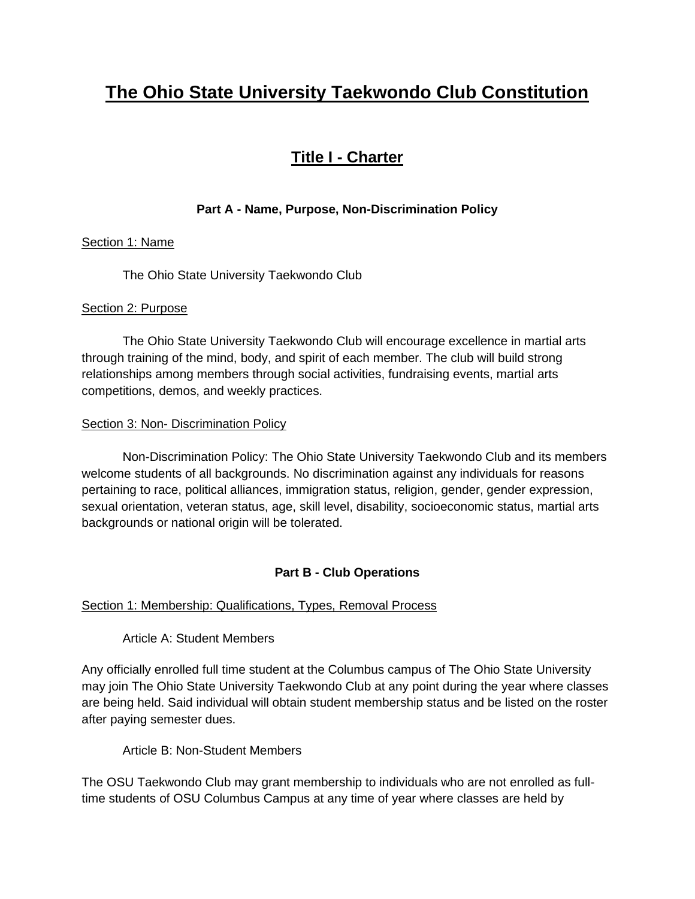# The Ohio State University Taekwondo Club Constitution

## Title I - Charter

### Part A - Name, Purpose, Non-Discrimination Policy

Section 1: Name

The Ohio State University Taekwondo Club

Section 2: Purpose

The Ohio State University Taekwondo Club will encourage excellence in martial arts through training of the mind, body, and spirit of each member. The club will build strong relationships among members through social activities, fundraising events, martial arts competitions, demos, and weekly practices.

Section 3: Non- Discrimination Policy

Non-Discrimination Policy: The Ohio State University Taekwondo Club and its members welcome students of all backgrounds. No discrimination against any individuals for reasons pertaining to race, political alliances, immigration status, religion, gender, gender expression, sexual orientation, veteran status, age, skill level, disability, socioeconomic status, martial arts backgrounds or national origin will be tolerated.

### Part B - Club Operations

Section 1: Membership: Qualifications, Types, Removal Process

Article A: Student Members

Any officially enrolled full time student at the Columbus campus of The Ohio State University may join The Ohio State University Taekwondo Club at any point during the year where classes are being held. Said individual will obtain student membership status and be listed on the roster after paying semester dues.

Article B: Non-Student Members

The OSU Taekwondo Club may grant membership to individuals who are not enrolled as full-time students of OSU Columbus Campus at any time of year where classes are held by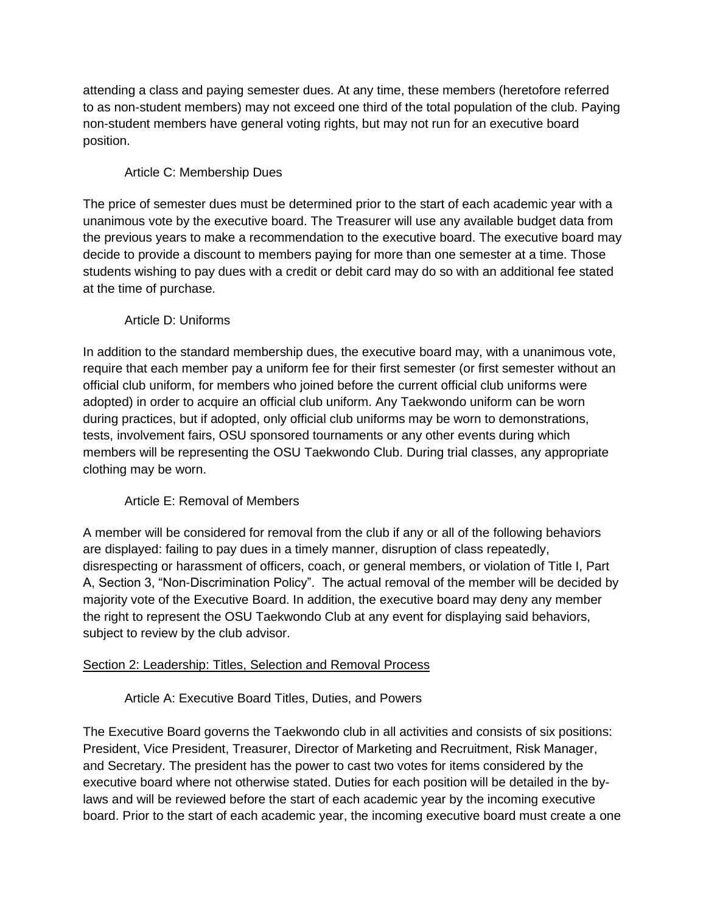attending a class and paying semester dues. At any time, these members (heretofore referred to as non-student members) may not exceed one third of the total population of the club. Paying non-student members have general voting rights, but may not run for an executive board position.

### Article C: Membership Dues

The price of semester dues must be determined prior to the start of each academic year with a unanimous vote by the executive board. The Treasurer will use any available budget data from the previous years to make a recommendation to the executive board. The executive board may decide to provide a discount to members paying for more than one semester at a time. Those students wishing to pay dues with a credit or debit card may do so with an additional fee stated at the time of purchase.

### Article D: Uniforms

In addition to the standard membership dues, the executive board may, with a unanimous vote, require that each member pay a uniform fee for their first semester (or first semester without an official club uniform, for members who joined before the current official club uniforms were adopted) in order to acquire an official club uniform. Any Taekwondo uniform can be worn during practices, but if adopted, only official club uniforms may be worn to demonstrations, tests, involvement fairs, OSU sponsored tournaments or any other events during which members will be representing the OSU Taekwondo Club. During trial classes, any appropriate clothing may be worn.

### Article E: Removal of Members

A member will be considered for removal from the club if any or all of the following behaviors are displayed: failing to pay dues in a timely manner, disruption of class repeatedly, disrespecting or harassment of officers, coach, or general members, or violation of Title I, Part A, Section 3, "Non-Discrimination Policy". The actual removal of the member will be decided by majority vote of the Executive Board. In addition, the executive board may deny any member the right to represent the OSU Taekwondo Club at any event for displaying said behaviors, subject to review by the club advisor.

## Section 2: Leadership: Titles, Selection and Removal Process

### Article A: Executive Board Titles, Duties, and Powers

The Executive Board governs the Taekwondo club in all activities and consists of six positions: President, Vice President, Treasurer, Director of Marketing and Recruitment, Risk Manager, and Secretary. The president has the power to cast two votes for items considered by the executive board where not otherwise stated. Duties for each position will be detailed in the by-laws and will be reviewed before the start of each academic year by the incoming executive board. Prior to the start of each academic year, the incoming executive board must create a one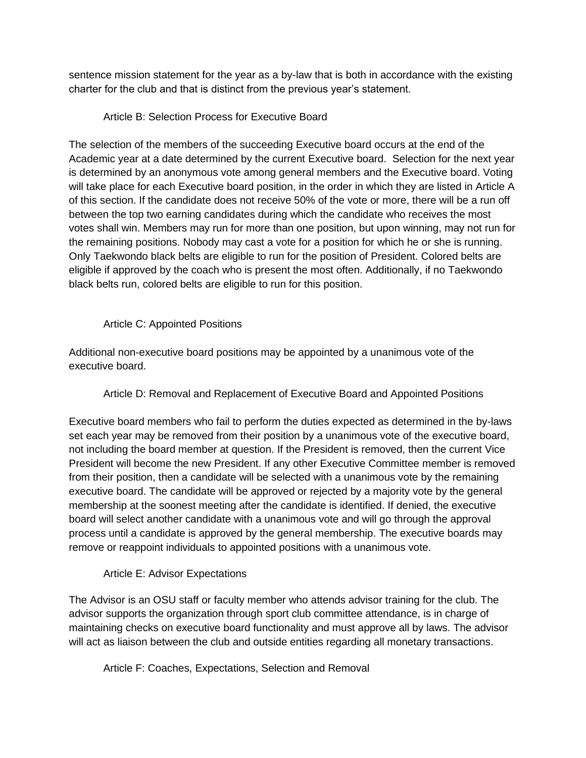sentence mission statement for the year as a by-law that is both in accordance with the existing charter for the club and that is distinct from the previous year's statement.

### Article B: Selection Process for Executive Board

The selection of the members of the succeeding Executive board occurs at the end of the Academic year at a date determined by the current Executive board. Selection for the next year is determined by an anonymous vote among general members and the Executive board. Voting will take place for each Executive board position, in the order in which they are listed in Article A of this section. If the candidate does not receive 50% of the vote or more, there will be a run off between the top two earning candidates during which the candidate who receives the most votes shall win. Members may run for more than one position, but upon winning, may not run for the remaining positions. Nobody may cast a vote for a position for which he or she is running. Only Taekwondo black belts are eligible to run for the position of President. Colored belts are eligible if approved by the coach who is present the most often. Additionally, if no Taekwondo black belts run, colored belts are eligible to run for this position.

### Article C: Appointed Positions

Additional non-executive board positions may be appointed by a unanimous vote of the executive board.

### Article D: Removal and Replacement of Executive Board and Appointed Positions

Executive board members who fail to perform the duties expected as determined in the by-laws set each year may be removed from their position by a unanimous vote of the executive board, not including the board member at question. If the President is removed, then the current Vice President will become the new President. If any other Executive Committee member is removed from their position, then a candidate will be selected with a unanimous vote by the remaining executive board. The candidate will be approved or rejected by a majority vote by the general membership at the soonest meeting after the candidate is identified. If denied, the executive board will select another candidate with a unanimous vote and will go through the approval process until a candidate is approved by the general membership. The executive boards may remove or reappoint individuals to appointed positions with a unanimous vote.

### Article E: Advisor Expectations

The Advisor is an OSU staff or faculty member who attends advisor training for the club. The advisor supports the organization through sport club committee attendance, is in charge of maintaining checks on executive board functionality and must approve all by laws. The advisor will act as liaison between the club and outside entities regarding all monetary transactions.

### Article F: Coaches, Expectations, Selection and Removal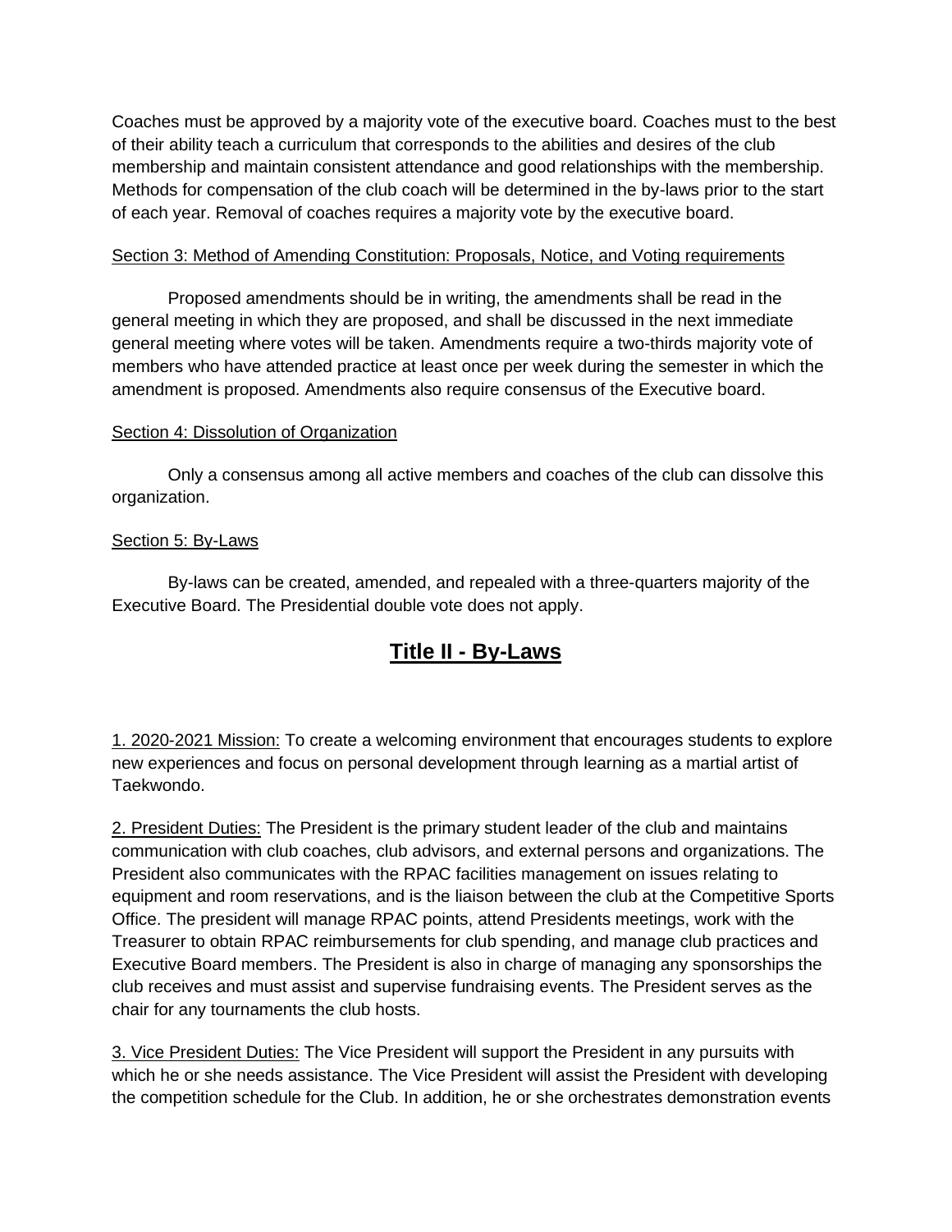Coaches must be approved by a majority vote of the executive board. Coaches must to the best of their ability teach a curriculum that corresponds to the abilities and desires of the club membership and maintain consistent attendance and good relationships with the membership. Methods for compensation of the club coach will be determined in the by-laws prior to the start of each year. Removal of coaches requires a majority vote by the executive board.

<u>Section 3: Method of Amending Constitution: Proposals, Notice, and Voting requirements</u>

Proposed amendments should be in writing, the amendments shall be read in the general meeting in which they are proposed, and shall be discussed in the next immediate general meeting where votes will be taken. Amendments require a two-thirds majority vote of members who have attended practice at least once per week during the semester in which the amendment is proposed. Amendments also require consensus of the Executive board.

<u>Section 4: Dissolution of Organization</u>

Only a consensus among all active members and coaches of the club can dissolve this organization.

<u>Section 5: By-Laws</u>

By-laws can be created, amended, and repealed with a three-quarters majority of the Executive Board. The Presidential double vote does not apply.

# **<u>Title II - By-Laws</u>**

<u>1. 2020-2021 Mission:</u> To create a welcoming environment that encourages students to explore new experiences and focus on personal development through learning as a martial artist of Taekwondo.

<u>2. President Duties:</u> The President is the primary student leader of the club and maintains communication with club coaches, club advisors, and external persons and organizations. The President also communicates with the RPAC facilities management on issues relating to equipment and room reservations, and is the liaison between the club at the Competitive Sports Office. The president will manage RPAC points, attend Presidents meetings, work with the Treasurer to obtain RPAC reimbursements for club spending, and manage club practices and Executive Board members. The President is also in charge of managing any sponsorships the club receives and must assist and supervise fundraising events. The President serves as the chair for any tournaments the club hosts.

<u>3. Vice President Duties:</u> The Vice President will support the President in any pursuits with which he or she needs assistance. The Vice President will assist the President with developing the competition schedule for the Club. In addition, he or she orchestrates demonstration events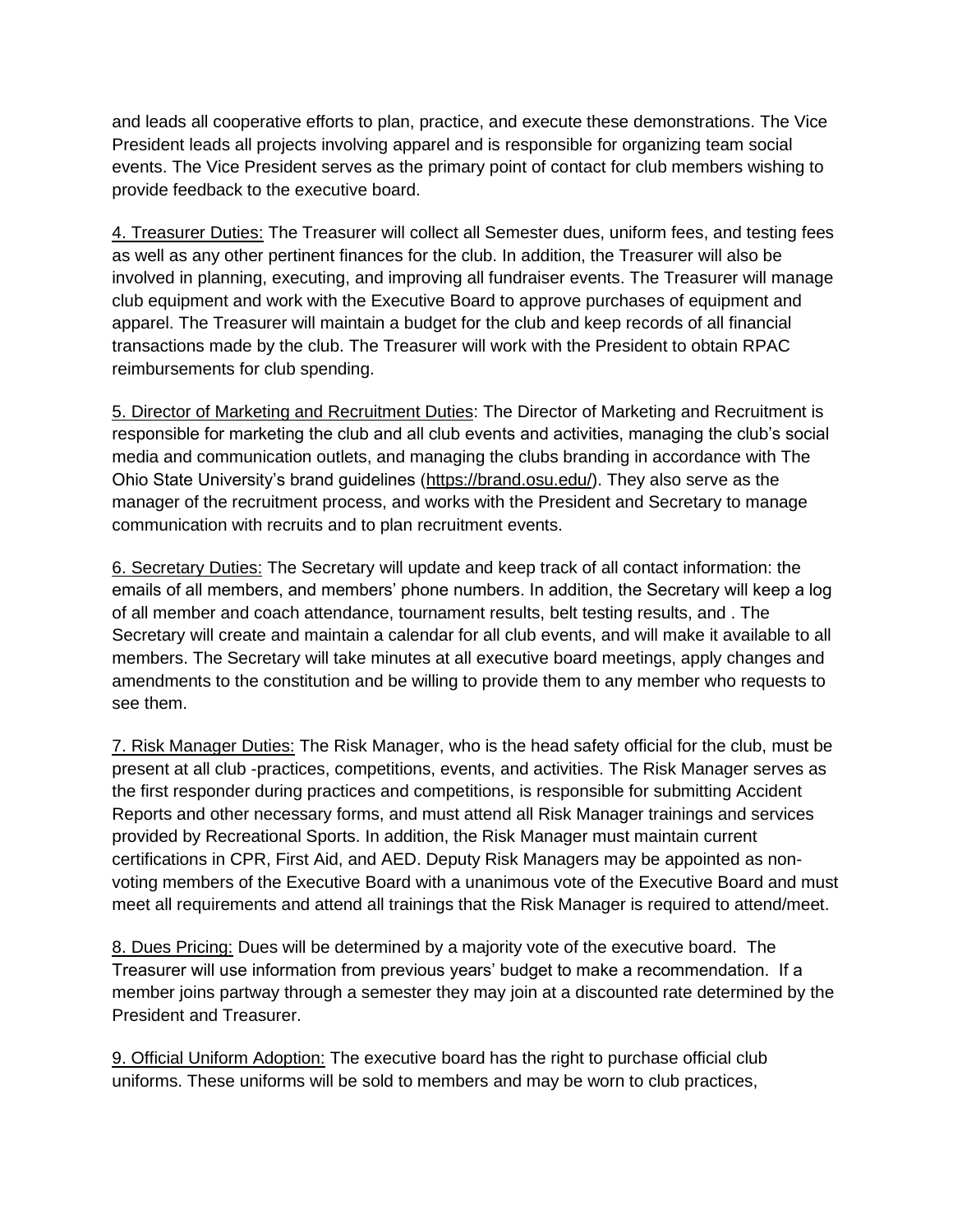and leads all cooperative efforts to plan, practice, and execute these demonstrations. The Vice President leads all projects involving apparel and is responsible for organizing team social events. The Vice President serves as the primary point of contact for club members wishing to provide feedback to the executive board.

<u>4. Treasurer Duties:</u> The Treasurer will collect all Semester dues, uniform fees, and testing fees as well as any other pertinent finances for the club. In addition, the Treasurer will also be involved in planning, executing, and improving all fundraiser events. The Treasurer will manage club equipment and work with the Executive Board to approve purchases of equipment and apparel. The Treasurer will maintain a budget for the club and keep records of all financial transactions made by the club. The Treasurer will work with the President to obtain RPAC reimbursements for club spending.

<u>5. Director of Marketing and Recruitment Duties</u>: The Director of Marketing and Recruitment is responsible for marketing the club and all club events and activities, managing the club's social media and communication outlets, and managing the clubs branding in accordance with The Ohio State University's brand guidelines (https://brand.osu.edu/). They also serve as the manager of the recruitment process, and works with the President and Secretary to manage communication with recruits and to plan recruitment events.

<u>6. Secretary Duties:</u> The Secretary will update and keep track of all contact information: the emails of all members, and members' phone numbers. In addition, the Secretary will keep a log of all member and coach attendance, tournament results, belt testing results, and . The Secretary will create and maintain a calendar for all club events, and will make it available to all members. The Secretary will take minutes at all executive board meetings, apply changes and amendments to the constitution and be willing to provide them to any member who requests to see them.

<u>7. Risk Manager Duties:</u> The Risk Manager, who is the head safety official for the club, must be present at all club -practices, competitions, events, and activities. The Risk Manager serves as the first responder during practices and competitions, is responsible for submitting Accident Reports and other necessary forms, and must attend all Risk Manager trainings and services provided by Recreational Sports. In addition, the Risk Manager must maintain current certifications in CPR, First Aid, and AED. Deputy Risk Managers may be appointed as non-voting members of the Executive Board with a unanimous vote of the Executive Board and must meet all requirements and attend all trainings that the Risk Manager is required to attend/meet.

<u>8. Dues Pricing:</u> Dues will be determined by a majority vote of the executive board. The Treasurer will use information from previous years' budget to make a recommendation. If a member joins partway through a semester they may join at a discounted rate determined by the President and Treasurer.

<u>9. Official Uniform Adoption:</u> The executive board has the right to purchase official club uniforms. These uniforms will be sold to members and may be worn to club practices,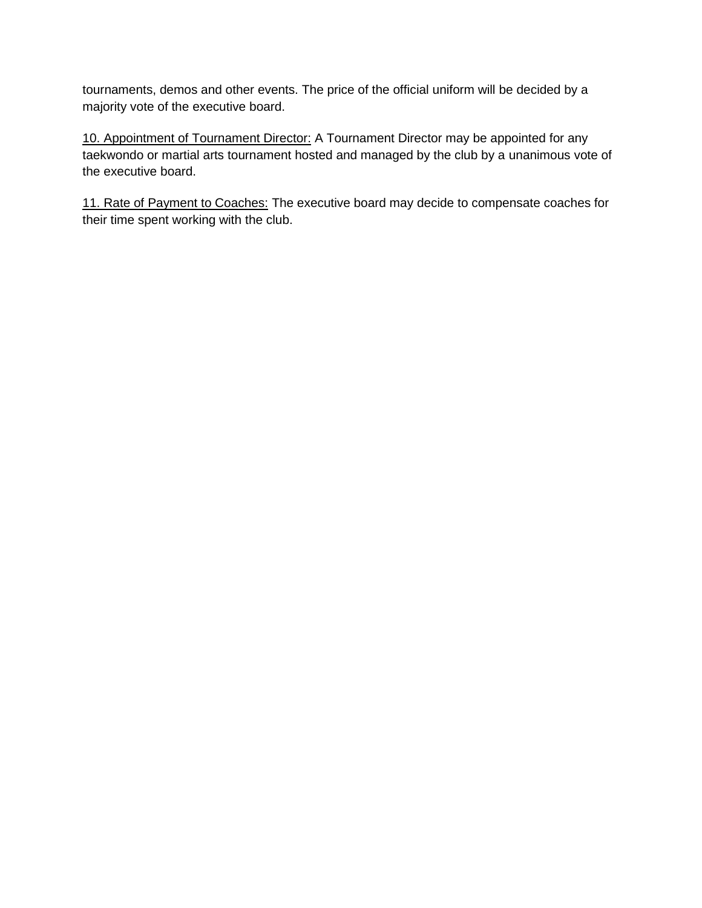tournaments, demos and other events. The price of the official uniform will be decided by a majority vote of the executive board.

<u>10. Appointment of Tournament Director:</u> A Tournament Director may be appointed for any taekwondo or martial arts tournament hosted and managed by the club by a unanimous vote of the executive board.

<u>11. Rate of Payment to Coaches:</u> The executive board may decide to compensate coaches for their time spent working with the club.